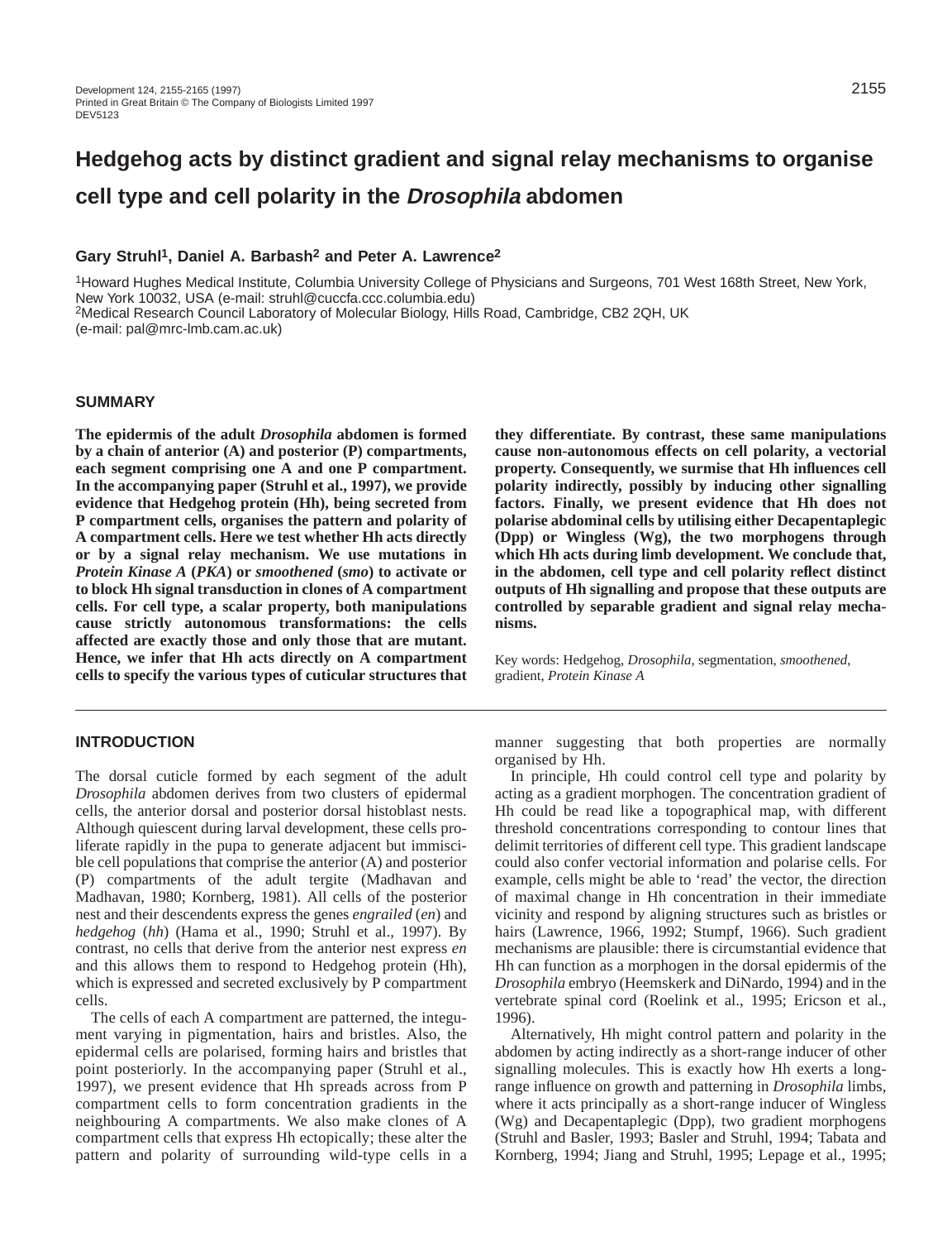# Hedgehog acts by distinct gradient and signal relay mechanisms to organise cell type and cell polarity in the *Drosophila* abdomen

**Gary Struhl[1], Daniel A. Barbash[2] and Peter A. Lawrence[2]**

[1]Howard Hughes Medical Institute, Columbia University College of Physicians and Surgeons, 701 West 168th Street, New York, New York 10032, USA (e-mail: struhl@cuccfa.ccc.columbia.edu)
[2]Medical Research Council Laboratory of Molecular Biology, Hills Road, Cambridge, CB2 2QH, UK (e-mail: pal@mrc-lmb.cam.ac.uk)

## SUMMARY

**The epidermis of the adult *Drosophila* abdomen is formed by a chain of anterior (A) and posterior (P) compartments, each segment comprising one A and one P compartment. In the accompanying paper (Struhl et al., 1997), we provide evidence that Hedgehog protein (Hh), being secreted from P compartment cells, organises the pattern and polarity of A compartment cells. Here we test whether Hh acts directly or by a signal relay mechanism. We use mutations in *Protein Kinase A* (*PKA*) or *smoothened* (*smo*) to activate or to block Hh signal transduction in clones of A compartment cells. For cell type, a scalar property, both manipulations cause strictly autonomous transformations: the cells affected are exactly those and only those that are mutant. Hence, we infer that Hh acts directly on A compartment cells to specify the various types of cuticular structures that they differentiate. By contrast, these same manipulations cause non-autonomous effects on cell polarity, a vectorial property. Consequently, we surmise that Hh influences cell polarity indirectly, possibly by inducing other signalling factors. Finally, we present evidence that Hh does not polarise abdominal cells by utilising either Decapentaplegic (Dpp) or Wingless (Wg), the two morphogens through which Hh acts during limb development. We conclude that, in the abdomen, cell type and cell polarity reflect distinct outputs of Hh signalling and propose that these outputs are controlled by separable gradient and signal relay mechanisms.**

Key words: Hedgehog, *Drosophila*, segmentation, *smoothened*, gradient, *Protein Kinase A*

## INTRODUCTION

The dorsal cuticle formed by each segment of the adult *Drosophila* abdomen derives from two clusters of epidermal cells, the anterior dorsal and posterior dorsal histoblast nests. Although quiescent during larval development, these cells proliferate rapidly in the pupa to generate adjacent but immiscible cell populations that comprise the anterior (A) and posterior (P) compartments of the adult tergite (Madhavan and Madhavan, 1980; Kornberg, 1981). All cells of the posterior nest and their descendents express the genes *engrailed* (*en*) and *hedgehog* (*hh*) (Hama et al., 1990; Struhl et al., 1997). By contrast, no cells that derive from the anterior nest express *en* and this allows them to respond to Hedgehog protein (Hh), which is expressed and secreted exclusively by P compartment cells.

The cells of each A compartment are patterned, the integument varying in pigmentation, hairs and bristles. Also, the epidermal cells are polarised, forming hairs and bristles that point posteriorly. In the accompanying paper (Struhl et al., 1997), we present evidence that Hh spreads across from P compartment cells to form concentration gradients in the neighbouring A compartments. We also make clones of A compartment cells that express Hh ectopically; these alter the pattern and polarity of surrounding wild-type cells in a manner suggesting that both properties are normally organised by Hh.

In principle, Hh could control cell type and polarity by acting as a gradient morphogen. The concentration gradient of Hh could be read like a topographical map, with different threshold concentrations corresponding to contour lines that delimit territories of different cell type. This gradient landscape could also confer vectorial information and polarise cells. For example, cells might be able to 'read' the vector, the direction of maximal change in Hh concentration in their immediate vicinity and respond by aligning structures such as bristles or hairs (Lawrence, 1966, 1992; Stumpf, 1966). Such gradient mechanisms are plausible: there is circumstantial evidence that Hh can function as a morphogen in the dorsal epidermis of the *Drosophila* embryo (Heemskerk and DiNardo, 1994) and in the vertebrate spinal cord (Roelink et al., 1995; Ericson et al., 1996).

Alternatively, Hh might control pattern and polarity in the abdomen by acting indirectly as a short-range inducer of other signalling molecules. This is exactly how Hh exerts a long-range influence on growth and patterning in *Drosophila* limbs, where it acts principally as a short-range inducer of Wingless (Wg) and Decapentaplegic (Dpp), two gradient morphogens (Struhl and Basler, 1993; Basler and Struhl, 1994; Tabata and Kornberg, 1994; Jiang and Struhl, 1995; Lepage et al., 1995;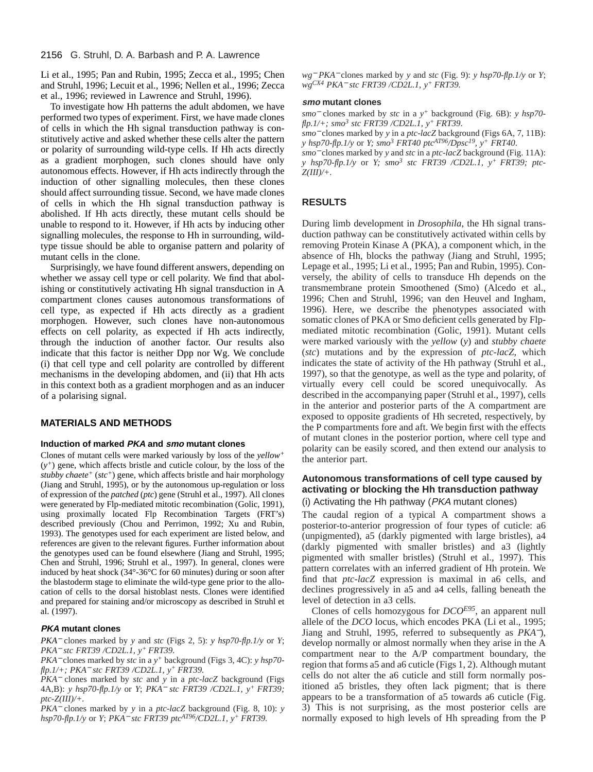Li et al., 1995; Pan and Rubin, 1995; Zecca et al., 1995; Chen and Struhl, 1996; Lecuit et al., 1996; Nellen et al., 1996; Zecca et al., 1996; reviewed in Lawrence and Struhl, 1996).

To investigate how Hh patterns the adult abdomen, we have performed two types of experiment. First, we have made clones of cells in which the Hh signal transduction pathway is constitutively active and asked whether these cells alter the pattern or polarity of surrounding wild-type cells. If Hh acts directly as a gradient morphogen, such clones should have only autonomous effects. However, if Hh acts indirectly through the induction of other signalling molecules, then these clones should affect surrounding tissue. Second, we have made clones of cells in which the Hh signal transduction pathway is abolished. If Hh acts directly, these mutant cells should be unable to respond to it. However, if Hh acts by inducing other signalling molecules, the response to Hh in surrounding, wild-type tissue should be able to organise pattern and polarity of mutant cells in the clone.

Surprisingly, we have found different answers, depending on whether we assay cell type or cell polarity. We find that abolishing or constitutively activating Hh signal transduction in A compartment clones causes autonomous transformations of cell type, as expected if Hh acts directly as a gradient morphogen. However, such clones have non-autonomous effects on cell polarity, as expected if Hh acts indirectly, through the induction of another factor. Our results also indicate that this factor is neither Dpp nor Wg. We conclude (i) that cell type and cell polarity are controlled by different mechanisms in the developing abdomen, and (ii) that Hh acts in this context both as a gradient morphogen and as an inducer of a polarising signal.

## MATERIALS AND METHODS

### Induction of marked *PKA* and *smo* mutant clones

Clones of mutant cells were marked variously by loss of the *yellow*$^+$ ($y^+$) gene, which affects bristle and cuticle colour, by the loss of the *stubby chaete*$^+$ ($stc^+$) gene, which affects bristle and hair morphology (Jiang and Struhl, 1995), or by the autonomous up-regulation or loss of expression of the *patched* (*ptc*) gene (Struhl et al., 1997). All clones were generated by Flp-mediated mitotic recombination (Golic, 1991), using proximally located Flp Recombination Targets (FRT's) described previously (Chou and Perrimon, 1992; Xu and Rubin, 1993). The genotypes used for each experiment are listed below, and references are given to the relevant figures. Further information about the genotypes used can be found elsewhere (Jiang and Struhl, 1995; Chen and Struhl, 1996; Struhl et al., 1997). In general, clones were induced by heat shock (34°-36°C for 60 minutes) during or soon after the blastoderm stage to eliminate the wild-type gene prior to the allocation of cells to the dorsal histoblast nests. Clones were identified and prepared for staining and/or microscopy as described in Struhl et al. (1997).

### *PKA* mutant clones

*PKA*$^-$ clones marked by *y* and *stc* (Figs 2, 5): *y hsp70-flp.1/y* or *Y*; *PKA*$^-$ *stc FRT39 /CD2L.1, y*$^+$ *FRT39*.

*PKA*$^-$ clones marked by *stc* in a $y^+$ background (Figs 3, 4C): *y hsp70-flp.1/+; PKA*$^-$ *stc FRT39 /CD2L.1, y*$^+$ *FRT39*.

*PKA*$^-$ clones marked by *stc* and *y* in a *ptc-lacZ* background (Figs 4A,B): *y hsp70-flp.1/y* or *Y*; *PKA*$^-$ *stc FRT39 /CD2L.1, y*$^+$ *FRT39; ptc-Z(III)/+*.

*PKA*$^-$ clones marked by *y* in a *ptc-lacZ* background (Fig. 8, 10): *y hsp70-flp.1/y* or *Y*; *PKA*$^-$ *stc FRT39 ptc*$^{AT96}$*/CD2L.1, y*$^+$ *FRT39*.

*wg*$^-$ *PKA*$^-$ clones marked by *y* and *stc* (Fig. 9): *y hsp70-flp.1/y* or *Y*; *wg*$^{CX4}$ *PKA*$^-$ *stc FRT39 /CD2L.1, y*$^+$ *FRT39*.

### *smo* mutant clones

*smo*$^-$ clones marked by *stc* in a $y^+$ background (Fig. 6B): *y hsp70-flp.1/+; smo*$^3$ *stc FRT39 /CD2L.1, y*$^+$ *FRT39*.

*smo*$^-$ clones marked by *y* in a *ptc-lacZ* background (Figs 6A, 7, 11B): *y hsp70-flp.1/y* or *Y; smo*$^3$ *FRT40 ptc*$^{AT96}$*/Dpsc*$^{19}$*, y*$^+$ *FRT40*.

*smo*$^-$ clones marked by *y* and *stc* in a *ptc-lacZ* background (Fig. 11A): *y hsp70-flp.1/y* or *Y; smo*$^3$ *stc FRT39 /CD2L.1, y*$^+$ *FRT39; ptc-Z(III)/+*.

## RESULTS

During limb development in *Drosophila*, the Hh signal transduction pathway can be constitutively activated within cells by removing Protein Kinase A (PKA), a component which, in the absence of Hh, blocks the pathway (Jiang and Struhl, 1995; Lepage et al., 1995; Li et al., 1995; Pan and Rubin, 1995). Conversely, the ability of cells to transduce Hh depends on the transmembrane protein Smoothened (Smo) (Alcedo et al., 1996; Chen and Struhl, 1996; van den Heuvel and Ingham, 1996). Here, we describe the phenotypes associated with somatic clones of PKA or Smo deficient cells generated by Flp-mediated mitotic recombination (Golic, 1991). Mutant cells were marked variously with the *yellow* (*y*) and *stubby chaete* (*stc*) mutations and by the expression of *ptc-lacZ*, which indicates the state of activity of the Hh pathway (Struhl et al., 1997), so that the genotype, as well as the type and polarity, of virtually every cell could be scored unequivocally. As described in the accompanying paper (Struhl et al., 1997), cells in the anterior and posterior parts of the A compartment are exposed to opposite gradients of Hh secreted, respectively, by the P compartments fore and aft. We begin first with the effects of mutant clones in the posterior portion, where cell type and polarity can be easily scored, and then extend our analysis to the anterior part.

### Autonomous transformations of cell type caused by activating or blocking the Hh transduction pathway

#### (i) Activating the Hh pathway (*PKA* mutant clones)

The caudal region of a typical A compartment shows a posterior-to-anterior progression of four types of cuticle: a6 (unpigmented), a5 (darkly pigmented with large bristles), a4 (darkly pigmented with smaller bristles) and a3 (lightly pigmented with smaller bristles) (Struhl et al., 1997). This pattern correlates with an inferred gradient of Hh protein. We find that *ptc-lacZ* expression is maximal in a6 cells, and declines progressively in a5 and a4 cells, falling beneath the level of detection in a3 cells.

Clones of cells homozygous for *DCO*$^{E95}$, an apparent null allele of the *DCO* locus, which encodes PKA (Li et al., 1995; Jiang and Struhl, 1995, referred to subsequently as *PKA*$^-$), develop normally or almost normally when they arise in the A compartment near to the A/P compartment boundary, the region that forms a5 and a6 cuticle (Figs 1, 2). Although mutant cells do not alter the a6 cuticle and still form normally positioned a5 bristles, they often lack pigment; that is there appears to be a transformation of a5 towards a6 cuticle (Fig. 3) This is not surprising, as the most posterior cells are normally exposed to high levels of Hh spreading from the P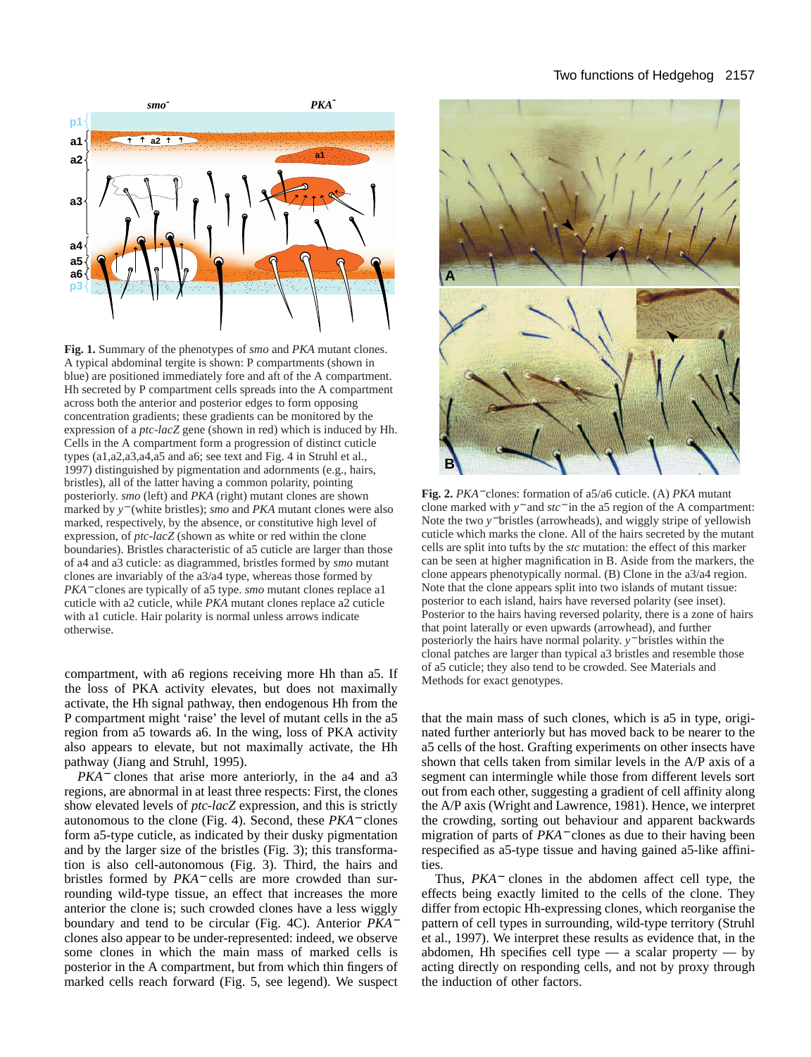**Fig. 1.** Summary of the phenotypes of *smo* and *PKA* mutant clones. A typical abdominal tergite is shown: P compartments (shown in blue) are positioned immediately fore and aft of the A compartment. Hh secreted by P compartment cells spreads into the A compartment across both the anterior and posterior edges to form opposing concentration gradients; these gradients can be monitored by the expression of a *ptc-lacZ* gene (shown in red) which is induced by Hh. Cells in the A compartment form a progression of distinct cuticle types (a1,a2,a3,a4,a5 and a6; see text and Fig. 4 in Struhl et al., 1997) distinguished by pigmentation and adornments (e.g., hairs, bristles), all of the latter having a common polarity, pointing posteriorly. *smo* (left) and *PKA* (right) mutant clones are shown marked by $y^-$(white bristles); *smo* and *PKA* mutant clones were also marked, respectively, by the absence, or constitutive high level of expression, of *ptc-lacZ* (shown as white or red within the clone boundaries). Bristles characteristic of a5 cuticle are larger than those of a4 and a3 cuticle: as diagrammed, bristles formed by *smo* mutant clones are invariably of the a3/a4 type, whereas those formed by $PKA^-$clones are typically of a5 type. *smo* mutant clones replace a1 cuticle with a2 cuticle, while *PKA* mutant clones replace a2 cuticle with a1 cuticle. Hair polarity is normal unless arrows indicate otherwise.

compartment, with a6 regions receiving more Hh than a5. If the loss of PKA activity elevates, but does not maximally activate, the Hh signal pathway, then endogenous Hh from the P compartment might 'raise' the level of mutant cells in the a5 region from a5 towards a6. In the wing, loss of PKA activity also appears to elevate, but not maximally activate, the Hh pathway (Jiang and Struhl, 1995).

$PKA^-$ clones that arise more anteriorly, in the a4 and a3 regions, are abnormal in at least three respects: First, the clones show elevated levels of *ptc-lacZ* expression, and this is strictly autonomous to the clone (Fig. 4). Second, these $PKA^-$clones form a5-type cuticle, as indicated by their dusky pigmentation and by the larger size of the bristles (Fig. 3); this transformation is also cell-autonomous (Fig. 3). Third, the hairs and bristles formed by $PKA^-$cells are more crowded than surrounding wild-type tissue, an effect that increases the more anterior the clone is; such crowded clones have a less wiggly boundary and tend to be circular (Fig. 4C). Anterior $PKA^-$ clones also appear to be under-represented: indeed, we observe some clones in which the main mass of marked cells is posterior in the A compartment, but from which thin fingers of marked cells reach forward (Fig. 5, see legend). We suspect

**Fig. 2.** $PKA^-$clones: formation of a5/a6 cuticle. (A) *PKA* mutant clone marked with $y^-$and $stc^-$in the a5 region of the A compartment: Note the two $y^-$bristles (arrowheads), and wiggly stripe of yellowish cuticle which marks the clone. All of the hairs secreted by the mutant cells are split into tufts by the *stc* mutation: the effect of this marker can be seen at higher magnification in B. Aside from the markers, the clone appears phenotypically normal. (B) Clone in the a3/a4 region. Note that the clone appears split into two islands of mutant tissue: posterior to each island, hairs have reversed polarity (see inset). Posterior to the hairs having reversed polarity, there is a zone of hairs that point laterally or even upwards (arrowhead), and further posteriorly the hairs have normal polarity. $y^-$bristles within the clonal patches are larger than typical a3 bristles and resemble those of a5 cuticle; they also tend to be crowded. See Materials and Methods for exact genotypes.

that the main mass of such clones, which is a5 in type, originated further anteriorly but has moved back to be nearer to the a5 cells of the host. Grafting experiments on other insects have shown that cells taken from similar levels in the A/P axis of a segment can intermingle while those from different levels sort out from each other, suggesting a gradient of cell affinity along the A/P axis (Wright and Lawrence, 1981). Hence, we interpret the crowding, sorting out behaviour and apparent backwards migration of parts of $PKA^-$clones as due to their having been respecified as a5-type tissue and having gained a5-like affinities.

Thus, $PKA^-$ clones in the abdomen affect cell type, the effects being exactly limited to the cells of the clone. They differ from ectopic Hh-expressing clones, which reorganise the pattern of cell types in surrounding, wild-type territory (Struhl et al., 1997). We interpret these results as evidence that, in the abdomen, Hh specifies cell type — a scalar property — by acting directly on responding cells, and not by proxy through the induction of other factors.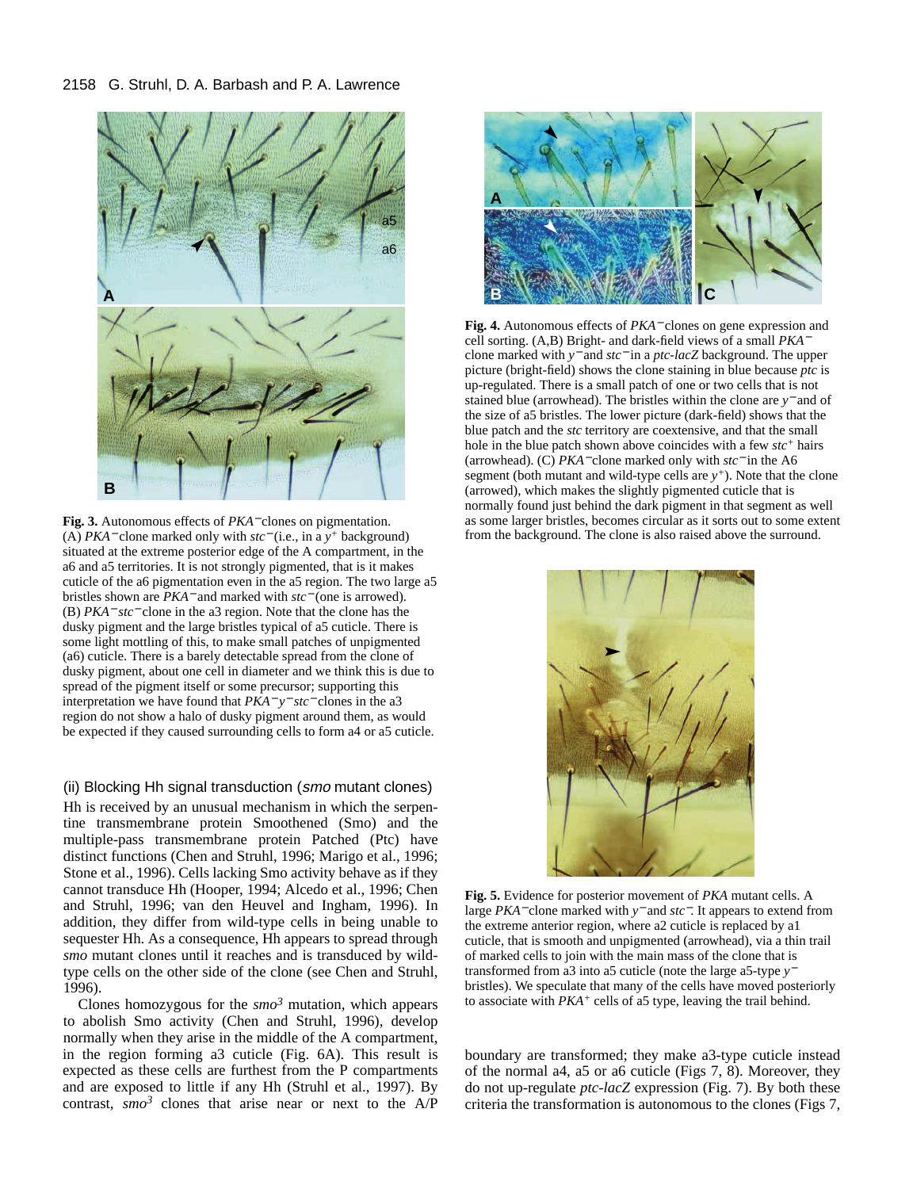**Fig. 3.** Autonomous effects of *PKA*⁻clones on pigmentation. (A) *PKA*⁻clone marked only with *stc*⁻(i.e., in a $y^+$ background) situated at the extreme posterior edge of the A compartment, in the a6 and a5 territories. It is not strongly pigmented, that is it makes cuticle of the a6 pigmentation even in the a5 region. The two large a5 bristles shown are *PKA*⁻and marked with *stc*⁻(one is arrowed). (B) *PKA*⁻*stc*⁻clone in the a3 region. Note that the clone has the dusky pigment and the large bristles typical of a5 cuticle. There is some light mottling of this, to make small patches of unpigmented (a6) cuticle. There is a barely detectable spread from the clone of dusky pigment, about one cell in diameter and we think this is due to spread of the pigment itself or some precursor; supporting this interpretation we have found that *PKA*⁻*y*⁻*stc*⁻clones in the a3 region do not show a halo of dusky pigment around them, as would be expected if they caused surrounding cells to form a4 or a5 cuticle.

**Fig. 4.** Autonomous effects of *PKA*⁻clones on gene expression and cell sorting. (A,B) Bright- and dark-field views of a small *PKA*⁻ clone marked with *y*⁻and *stc*⁻in a *ptc-lacZ* background. The upper picture (bright-field) shows the clone staining in blue because *ptc* is up-regulated. There is a small patch of one or two cells that is not stained blue (arrowhead). The bristles within the clone are *y*⁻and of the size of a5 bristles. The lower picture (dark-field) shows that the blue patch and the *stc* territory are coextensive, and that the small hole in the blue patch shown above coincides with a few $stc^+$ hairs (arrowhead). (C) *PKA*⁻clone marked only with *stc*⁻in the A6 segment (both mutant and wild-type cells are $y^+$). Note that the clone (arrowed), which makes the slightly pigmented cuticle that is normally found just behind the dark pigment in that segment as well as some larger bristles, becomes circular as it sorts out to some extent from the background. The clone is also raised above the surround.

**Fig. 5.** Evidence for posterior movement of *PKA* mutant cells. A large *PKA*⁻clone marked with *y*⁻and *stc*⁻. It appears to extend from the extreme anterior region, where a2 cuticle is replaced by a1 cuticle, that is smooth and unpigmented (arrowhead), via a thin trail of marked cells to join with the main mass of the clone that is transformed from a3 into a5 cuticle (note the large a5-type *y*⁻ bristles). We speculate that many of the cells have moved posteriorly to associate with $PKA^+$ cells of a5 type, leaving the trail behind.

### (ii) Blocking Hh signal transduction (*smo* mutant clones)

Hh is received by an unusual mechanism in which the serpentine transmembrane protein Smoothened (Smo) and the multiple-pass transmembrane protein Patched (Ptc) have distinct functions (Chen and Struhl, 1996; Marigo et al., 1996; Stone et al., 1996). Cells lacking Smo activity behave as if they cannot transduce Hh (Hooper, 1994; Alcedo et al., 1996; Chen and Struhl, 1996; van den Heuvel and Ingham, 1996). In addition, they differ from wild-type cells in being unable to sequester Hh. As a consequence, Hh appears to spread through *smo* mutant clones until it reaches and is transduced by wild-type cells on the other side of the clone (see Chen and Struhl, 1996).

Clones homozygous for the *smo*$^3$ mutation, which appears to abolish Smo activity (Chen and Struhl, 1996), develop normally when they arise in the middle of the A compartment, in the region forming a3 cuticle (Fig. 6A). This result is expected as these cells are furthest from the P compartments and are exposed to little if any Hh (Struhl et al., 1997). By contrast, *smo*$^3$ clones that arise near or next to the A/P boundary are transformed; they make a3-type cuticle instead of the normal a4, a5 or a6 cuticle (Figs 7, 8). Moreover, they do not up-regulate *ptc-lacZ* expression (Fig. 7). By both these criteria the transformation is autonomous to the clones (Figs 7,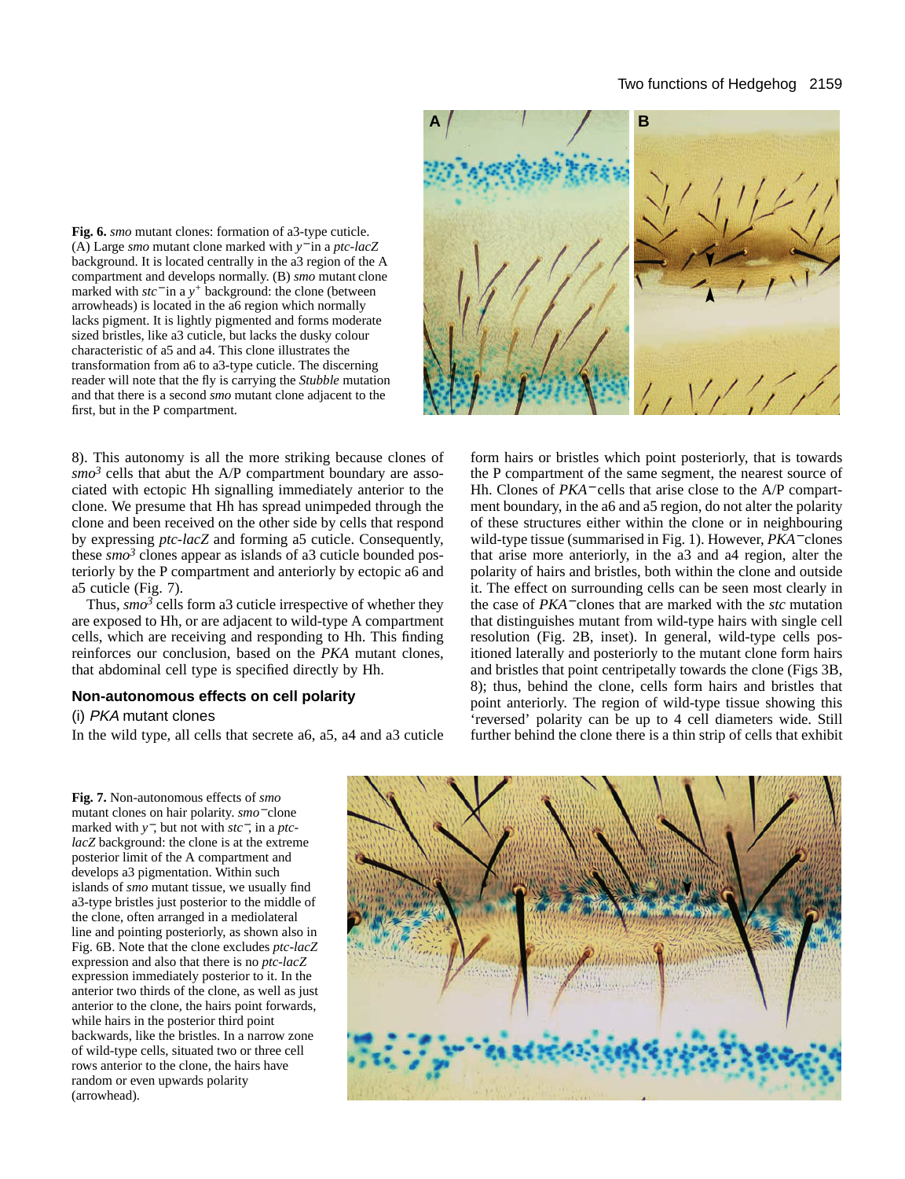**Fig. 6.** *smo* mutant clones: formation of a3-type cuticle. (A) Large *smo* mutant clone marked with $y^-$ in a *ptc-lacZ* background. It is located centrally in the a3 region of the A compartment and develops normally. (B) *smo* mutant clone marked with $stc^-$ in a $y^+$ background: the clone (between arrowheads) is located in the a6 region which normally lacks pigment. It is lightly pigmented and forms moderate sized bristles, like a3 cuticle, but lacks the dusky colour characteristic of a5 and a4. This clone illustrates the transformation from a6 to a3-type cuticle. The discerning reader will note that the fly is carrying the *Stubble* mutation and that there is a second *smo* mutant clone adjacent to the first, but in the P compartment.

8). This autonomy is all the more striking because clones of $smo^3$ cells that abut the A/P compartment boundary are associated with ectopic Hh signalling immediately anterior to the clone. We presume that Hh has spread unimpeded through the clone and been received on the other side by cells that respond by expressing *ptc-lacZ* and forming a5 cuticle. Consequently, these $smo^3$ clones appear as islands of a3 cuticle bounded posteriorly by the P compartment and anteriorly by ectopic a6 and a5 cuticle (Fig. 7).

Thus, $smo^3$ cells form a3 cuticle irrespective of whether they are exposed to Hh, or are adjacent to wild-type A compartment cells, which are receiving and responding to Hh. This finding reinforces our conclusion, based on the *PKA* mutant clones, that abdominal cell type is specified directly by Hh.

## Non-autonomous effects on cell polarity

### (i) *PKA* mutant clones

In the wild type, all cells that secrete a6, a5, a4 and a3 cuticle form hairs or bristles which point posteriorly, that is towards the P compartment of the same segment, the nearest source of Hh. Clones of $PKA^-$ cells that arise close to the A/P compartment boundary, in the a6 and a5 region, do not alter the polarity of these structures either within the clone or in neighbouring wild-type tissue (summarised in Fig. 1). However, $PKA^-$ clones that arise more anteriorly, in the a3 and a4 region, alter the polarity of hairs and bristles, both within the clone and outside it. The effect on surrounding cells can be seen most clearly in the case of $PKA^-$ clones that are marked with the *stc* mutation that distinguishes mutant from wild-type hairs with single cell resolution (Fig. 2B, inset). In general, wild-type cells positioned laterally and posteriorly to the mutant clone form hairs and bristles that point centripetally towards the clone (Figs 3B, 8); thus, behind the clone, cells form hairs and bristles that point anteriorly. The region of wild-type tissue showing this 'reversed' polarity can be up to 4 cell diameters wide. Still further behind the clone there is a thin strip of cells that exhibit

**Fig. 7.** Non-autonomous effects of *smo* mutant clones on hair polarity. $smo^-$ clone marked with $y^-$, but not with $stc^-$, in a *ptc-lacZ* background: the clone is at the extreme posterior limit of the A compartment and develops a3 pigmentation. Within such islands of *smo* mutant tissue, we usually find a3-type bristles just posterior to the middle of the clone, often arranged in a mediolateral line and pointing posteriorly, as shown also in Fig. 6B. Note that the clone excludes *ptc-lacZ* expression and also that there is no *ptc-lacZ* expression immediately posterior to it. In the anterior two thirds of the clone, as well as just anterior to the clone, the hairs point forwards, while hairs in the posterior third point backwards, like the bristles. In a narrow zone of wild-type cells, situated two or three cell rows anterior to the clone, the hairs have random or even upwards polarity (arrowhead).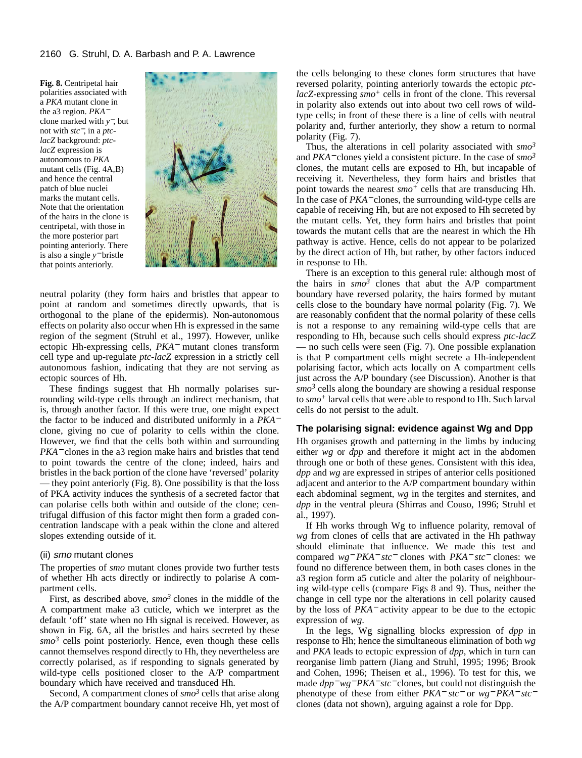**Fig. 8.** Centripetal hair polarities associated with a *PKA* mutant clone in the a3 region. *PKA*$^-$ clone marked with *y*$^-$, but not with *stc*$^-$, in a *ptc-lacZ* background: *ptc-lacZ* expression is autonomous to *PKA* mutant cells (Fig. 4A,B) and hence the central patch of blue nuclei marks the mutant cells. Note that the orientation of the hairs in the clone is centripetal, with those in the more posterior part pointing anteriorly. There is also a single *y*$^-$ bristle that points anteriorly.

neutral polarity (they form hairs and bristles that appear to point at random and sometimes directly upwards, that is orthogonal to the plane of the epidermis). Non-autonomous effects on polarity also occur when Hh is expressed in the same region of the segment (Struhl et al., 1997). However, unlike ectopic Hh-expressing cells, *PKA*$^-$ mutant clones transform cell type and up-regulate *ptc-lacZ* expression in a strictly cell autonomous fashion, indicating that they are not serving as ectopic sources of Hh.

These findings suggest that Hh normally polarises surrounding wild-type cells through an indirect mechanism, that is, through another factor. If this were true, one might expect the factor to be induced and distributed uniformly in a *PKA*$^-$ clone, giving no cue of polarity to cells within the clone. However, we find that the cells both within and surrounding *PKA*$^-$ clones in the a3 region make hairs and bristles that tend to point towards the centre of the clone; indeed, hairs and bristles in the back portion of the clone have 'reversed' polarity — they point anteriorly (Fig. 8). One possibility is that the loss of PKA activity induces the synthesis of a secreted factor that can polarise cells both within and outside of the clone; centrifugal diffusion of this factor might then form a graded concentration landscape with a peak within the clone and altered slopes extending outside of it.

### (ii) *smo* mutant clones

The properties of *smo* mutant clones provide two further tests of whether Hh acts directly or indirectly to polarise A compartment cells.

First, as described above, *smo*$^3$ clones in the middle of the A compartment make a3 cuticle, which we interpret as the default 'off' state when no Hh signal is received. However, as shown in Fig. 6A, all the bristles and hairs secreted by these *smo*$^3$ cells point posteriorly. Hence, even though these cells cannot themselves respond directly to Hh, they nevertheless are correctly polarised, as if responding to signals generated by wild-type cells positioned closer to the A/P compartment boundary which have received and transduced Hh.

Second, A compartment clones of *smo*$^3$ cells that arise along the A/P compartment boundary cannot receive Hh, yet most of the cells belonging to these clones form structures that have reversed polarity, pointing anteriorly towards the ectopic *ptc-lacZ*-expressing *smo*$^+$ cells in front of the clone. This reversal in polarity also extends out into about two cell rows of wild-type cells; in front of these there is a line of cells with neutral polarity and, further anteriorly, they show a return to normal polarity (Fig. 7).

Thus, the alterations in cell polarity associated with *smo*$^3$ and *PKA*$^-$ clones yield a consistent picture. In the case of *smo*$^3$ clones, the mutant cells are exposed to Hh, but incapable of receiving it. Nevertheless, they form hairs and bristles that point towards the nearest *smo*$^+$ cells that are transducing Hh. In the case of *PKA*$^-$ clones, the surrounding wild-type cells are capable of receiving Hh, but are not exposed to Hh secreted by the mutant cells. Yet, they form hairs and bristles that point towards the mutant cells that are the nearest in which the Hh pathway is active. Hence, cells do not appear to be polarized by the direct action of Hh, but rather, by other factors induced in response to Hh.

There is an exception to this general rule: although most of the hairs in *smo*$^3$ clones that abut the A/P compartment boundary have reversed polarity, the hairs formed by mutant cells close to the boundary have normal polarity (Fig. 7). We are reasonably confident that the normal polarity of these cells is not a response to any remaining wild-type cells that are responding to Hh, because such cells should express *ptc-lacZ* — no such cells were seen (Fig. 7). One possible explanation is that P compartment cells might secrete a Hh-independent polarising factor, which acts locally on A compartment cells just across the A/P boundary (see Discussion). Another is that *smo*$^3$ cells along the boundary are showing a residual response to *smo*$^+$ larval cells that were able to respond to Hh. Such larval cells do not persist to the adult.

### The polarising signal: evidence against Wg and Dpp

Hh organises growth and patterning in the limbs by inducing either *wg* or *dpp* and therefore it might act in the abdomen through one or both of these genes. Consistent with this idea, *dpp* and *wg* are expressed in stripes of anterior cells positioned adjacent and anterior to the A/P compartment boundary within each abdominal segment, *wg* in the tergites and sternites, and *dpp* in the ventral pleura (Shirras and Couso, 1996; Struhl et al., 1997).

If Hh works through Wg to influence polarity, removal of *wg* from clones of cells that are activated in the Hh pathway should eliminate that influence. We made this test and compared *wg*$^-$*PKA*$^-$*stc*$^-$ clones with *PKA*$^-$*stc*$^-$ clones: we found no difference between them, in both cases clones in the a3 region form a5 cuticle and alter the polarity of neighbouring wild-type cells (compare Figs 8 and 9). Thus, neither the change in cell type nor the alterations in cell polarity caused by the loss of *PKA*$^-$ activity appear to be due to the ectopic expression of *wg*.

In the legs, Wg signalling blocks expression of *dpp* in response to Hh; hence the simultaneous elimination of both *wg* and *PKA* leads to ectopic expression of *dpp*, which in turn can reorganise limb pattern (Jiang and Struhl, 1995; 1996; Brook and Cohen, 1996; Theisen et al., 1996). To test for this, we made *dpp*$^-$*wg*$^-$*PKA*$^-$*stc*$^-$ clones, but could not distinguish the phenotype of these from either *PKA*$^-$ *stc*$^-$ or *wg*$^-$*PKA*$^-$*stc*$^-$ clones (data not shown), arguing against a role for Dpp.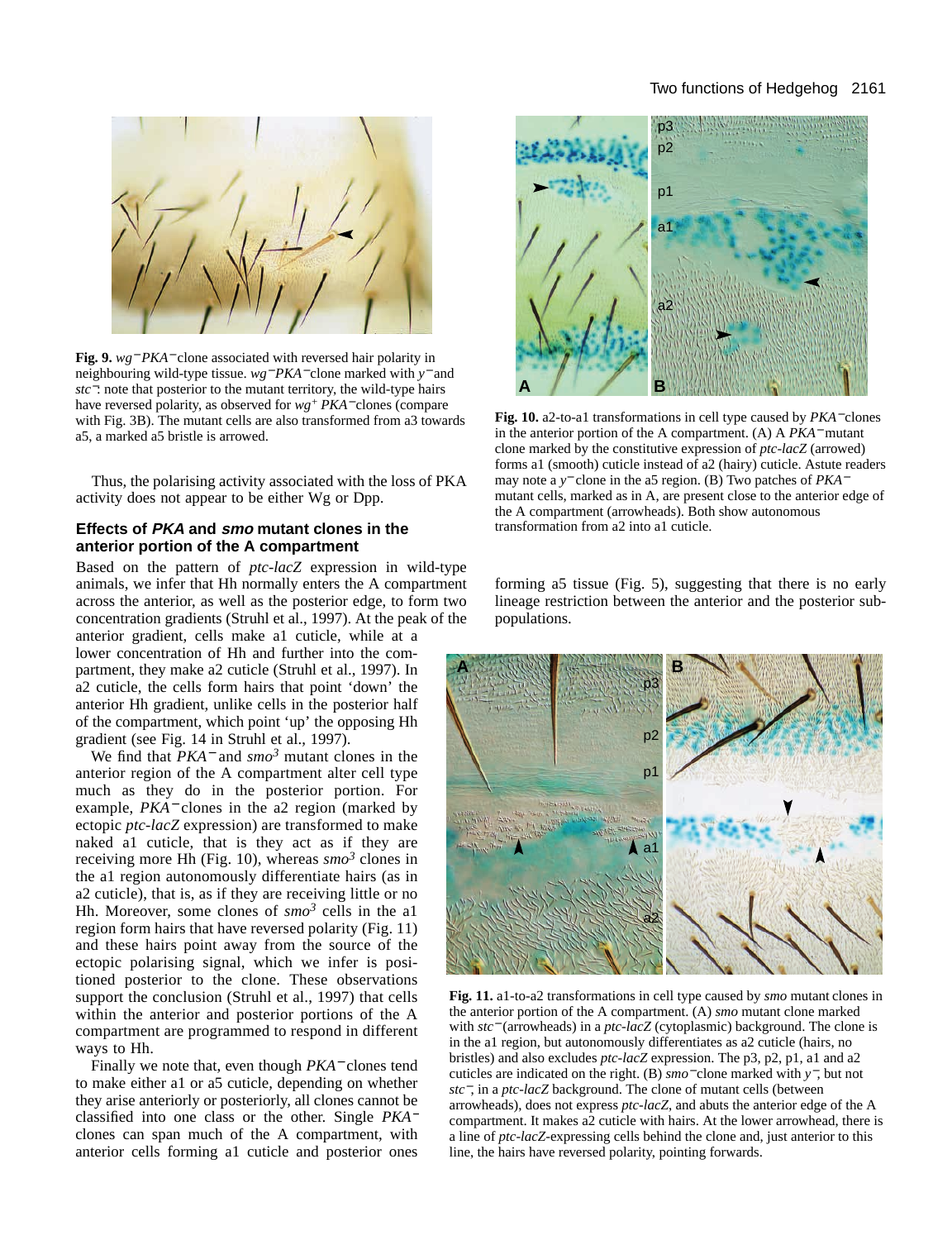**Fig. 9.** *wg*$^-$*PKA*$^-$clone associated with reversed hair polarity in neighbouring wild-type tissue. *wg*$^-$*PKA*$^-$clone marked with *y*$^-$and *stc*$^-$: note that posterior to the mutant territory, the wild-type hairs have reversed polarity, as observed for *wg*$^+$ *PKA*$^-$clones (compare with Fig. 3B). The mutant cells are also transformed from a3 towards a5, a marked a5 bristle is arrowed.

Thus, the polarising activity associated with the loss of PKA activity does not appear to be either Wg or Dpp.

### Effects of *PKA* and *smo* mutant clones in the anterior portion of the A compartment

Based on the pattern of *ptc-lacZ* expression in wild-type animals, we infer that Hh normally enters the A compartment across the anterior, as well as the posterior edge, to form two concentration gradients (Struhl et al., 1997). At the peak of the anterior gradient, cells make a1 cuticle, while at a lower concentration of Hh and further into the compartment, they make a2 cuticle (Struhl et al., 1997). In a2 cuticle, the cells form hairs that point 'down' the anterior Hh gradient, unlike cells in the posterior half of the compartment, which point 'up' the opposing Hh gradient (see Fig. 14 in Struhl et al., 1997).

We find that *PKA*$^-$and *smo*$^3$ mutant clones in the anterior region of the A compartment alter cell type much as they do in the posterior portion. For example, *PKA*$^-$clones in the a2 region (marked by ectopic *ptc-lacZ* expression) are transformed to make naked a1 cuticle, that is they act as if they are receiving more Hh (Fig. 10), whereas *smo*$^3$ clones in the a1 region autonomously differentiate hairs (as in a2 cuticle), that is, as if they are receiving little or no Hh. Moreover, some clones of *smo*$^3$ cells in the a1 region form hairs that have reversed polarity (Fig. 11) and these hairs point away from the source of the ectopic polarising signal, which we infer is positioned posterior to the clone. These observations support the conclusion (Struhl et al., 1997) that cells within the anterior and posterior portions of the A compartment are programmed to respond in different ways to Hh.

Finally we note that, even though *PKA*$^-$clones tend to make either a1 or a5 cuticle, depending on whether they arise anteriorly or posteriorly, all clones cannot be classified into one class or the other. Single *PKA*$^-$ clones can span much of the A compartment, with anterior cells forming a1 cuticle and posterior ones forming a5 tissue (Fig. 5), suggesting that there is no early lineage restriction between the anterior and the posterior subpopulations.

**Fig. 10.** a2-to-a1 transformations in cell type caused by *PKA*$^-$clones in the anterior portion of the A compartment. (A) A *PKA*$^-$mutant clone marked by the constitutive expression of *ptc-lacZ* (arrowed) forms a1 (smooth) cuticle instead of a2 (hairy) cuticle. Astute readers may note a *y*$^-$clone in the a5 region. (B) Two patches of *PKA*$^-$ mutant cells, marked as in A, are present close to the anterior edge of the A compartment (arrowheads). Both show autonomous transformation from a2 into a1 cuticle.

**Fig. 11.** a1-to-a2 transformations in cell type caused by *smo* mutant clones in the anterior portion of the A compartment. (A) *smo* mutant clone marked with *stc*$^-$(arrowheads) in a *ptc-lacZ* (cytoplasmic) background. The clone is in the a1 region, but autonomously differentiates as a2 cuticle (hairs, no bristles) and also excludes *ptc-lacZ* expression. The p3, p2, p1, a1 and a2 cuticles are indicated on the right. (B) *smo*$^-$clone marked with *y*$^-$, but not *stc*$^-$, in a *ptc-lacZ* background. The clone of mutant cells (between arrowheads), does not express *ptc-lacZ*, and abuts the anterior edge of the A compartment. It makes a2 cuticle with hairs. At the lower arrowhead, there is a line of *ptc-lacZ*-expressing cells behind the clone and, just anterior to this line, the hairs have reversed polarity, pointing forwards.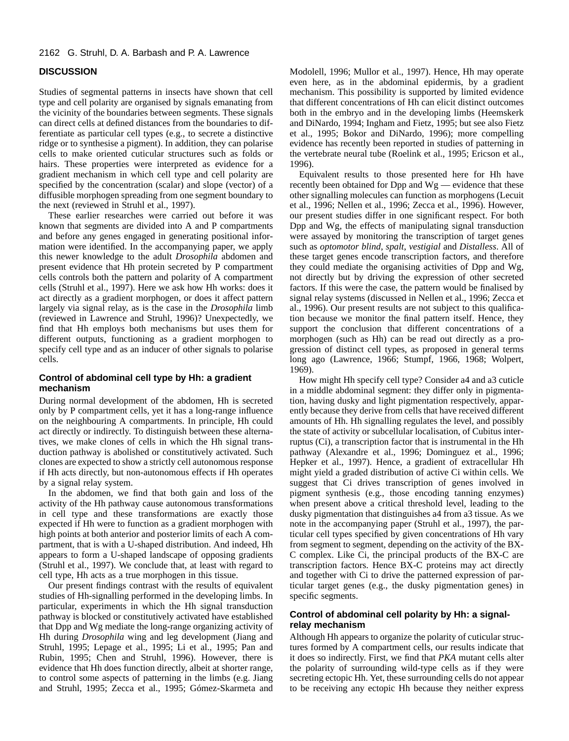## DISCUSSION

Studies of segmental patterns in insects have shown that cell type and cell polarity are organised by signals emanating from the vicinity of the boundaries between segments. These signals can direct cells at defined distances from the boundaries to differentiate as particular cell types (e.g., to secrete a distinctive ridge or to synthesise a pigment). In addition, they can polarise cells to make oriented cuticular structures such as folds or hairs. These properties were interpreted as evidence for a gradient mechanism in which cell type and cell polarity are specified by the concentration (scalar) and slope (vector) of a diffusible morphogen spreading from one segment boundary to the next (reviewed in Struhl et al., 1997).

These earlier researches were carried out before it was known that segments are divided into A and P compartments and before any genes engaged in generating positional information were identified. In the accompanying paper, we apply this newer knowledge to the adult *Drosophila* abdomen and present evidence that Hh protein secreted by P compartment cells controls both the pattern and polarity of A compartment cells (Struhl et al., 1997). Here we ask how Hh works: does it act directly as a gradient morphogen, or does it affect pattern largely via signal relay, as is the case in the *Drosophila* limb (reviewed in Lawrence and Struhl, 1996)? Unexpectedly, we find that Hh employs both mechanisms but uses them for different outputs, functioning as a gradient morphogen to specify cell type and as an inducer of other signals to polarise cells.

### Control of abdominal cell type by Hh: a gradient mechanism

During normal development of the abdomen, Hh is secreted only by P compartment cells, yet it has a long-range influence on the neighbouring A compartments. In principle, Hh could act directly or indirectly. To distinguish between these alternatives, we make clones of cells in which the Hh signal transduction pathway is abolished or constitutively activated. Such clones are expected to show a strictly cell autonomous response if Hh acts directly, but non-autonomous effects if Hh operates by a signal relay system.

In the abdomen, we find that both gain and loss of the activity of the Hh pathway cause autonomous transformations in cell type and these transformations are exactly those expected if Hh were to function as a gradient morphogen with high points at both anterior and posterior limits of each A compartment, that is with a U-shaped distribution. And indeed, Hh appears to form a U-shaped landscape of opposing gradients (Struhl et al., 1997). We conclude that, at least with regard to cell type, Hh acts as a true morphogen in this tissue.

Our present findings contrast with the results of equivalent studies of Hh-signalling performed in the developing limbs. In particular, experiments in which the Hh signal transduction pathway is blocked or constitutively activated have established that Dpp and Wg mediate the long-range organizing activity of Hh during *Drosophila* wing and leg development (Jiang and Struhl, 1995; Lepage et al., 1995; Li et al., 1995; Pan and Rubin, 1995; Chen and Struhl, 1996). However, there is evidence that Hh does function directly, albeit at shorter range, to control some aspects of patterning in the limbs (e.g. Jiang and Struhl, 1995; Zecca et al., 1995; Gómez-Skarmeta and Modolell, 1996; Mullor et al., 1997). Hence, Hh may operate even here, as in the abdominal epidermis, by a gradient mechanism. This possibility is supported by limited evidence that different concentrations of Hh can elicit distinct outcomes both in the embryo and in the developing limbs (Heemskerk and DiNardo, 1994; Ingham and Fietz, 1995; but see also Fietz et al., 1995; Bokor and DiNardo, 1996); more compelling evidence has recently been reported in studies of patterning in the vertebrate neural tube (Roelink et al., 1995; Ericson et al., 1996).

Equivalent results to those presented here for Hh have recently been obtained for Dpp and Wg — evidence that these other signalling molecules can function as morphogens (Lecuit et al., 1996; Nellen et al., 1996; Zecca et al., 1996). However, our present studies differ in one significant respect. For both Dpp and Wg, the effects of manipulating signal transduction were assayed by monitoring the transcription of target genes such as *optomotor blind*, *spalt*, *vestigial* and *Distalless*. All of these target genes encode transcription factors, and therefore they could mediate the organising activities of Dpp and Wg, not directly but by driving the expression of other secreted factors. If this were the case, the pattern would be finalised by signal relay systems (discussed in Nellen et al., 1996; Zecca et al., 1996). Our present results are not subject to this qualification because we monitor the final pattern itself. Hence, they support the conclusion that different concentrations of a morphogen (such as Hh) can be read out directly as a progression of distinct cell types, as proposed in general terms long ago (Lawrence, 1966; Stumpf, 1966, 1968; Wolpert, 1969).

How might Hh specify cell type? Consider a4 and a3 cuticle in a middle abdominal segment: they differ only in pigmentation, having dusky and light pigmentation respectively, apparently because they derive from cells that have received different amounts of Hh. Hh signalling regulates the level, and possibly the state of activity or subcellular localisation, of Cubitus interruptus (Ci), a transcription factor that is instrumental in the Hh pathway (Alexandre et al., 1996; Dominguez et al., 1996; Hepker et al., 1997). Hence, a gradient of extracellular Hh might yield a graded distribution of active Ci within cells. We suggest that Ci drives transcription of genes involved in pigment synthesis (e.g., those encoding tanning enzymes) when present above a critical threshold level, leading to the dusky pigmentation that distinguishes a4 from a3 tissue. As we note in the accompanying paper (Struhl et al., 1997), the particular cell types specified by given concentrations of Hh vary from segment to segment, depending on the activity of the BX-C complex. Like Ci, the principal products of the BX-C are transcription factors. Hence BX-C proteins may act directly and together with Ci to drive the patterned expression of particular target genes (e.g., the dusky pigmentation genes) in specific segments.

### Control of abdominal cell polarity by Hh: a signal-relay mechanism

Although Hh appears to organize the polarity of cuticular structures formed by A compartment cells, our results indicate that it does so indirectly. First, we find that *PKA* mutant cells alter the polarity of surrounding wild-type cells as if they were secreting ectopic Hh. Yet, these surrounding cells do not appear to be receiving any ectopic Hh because they neither express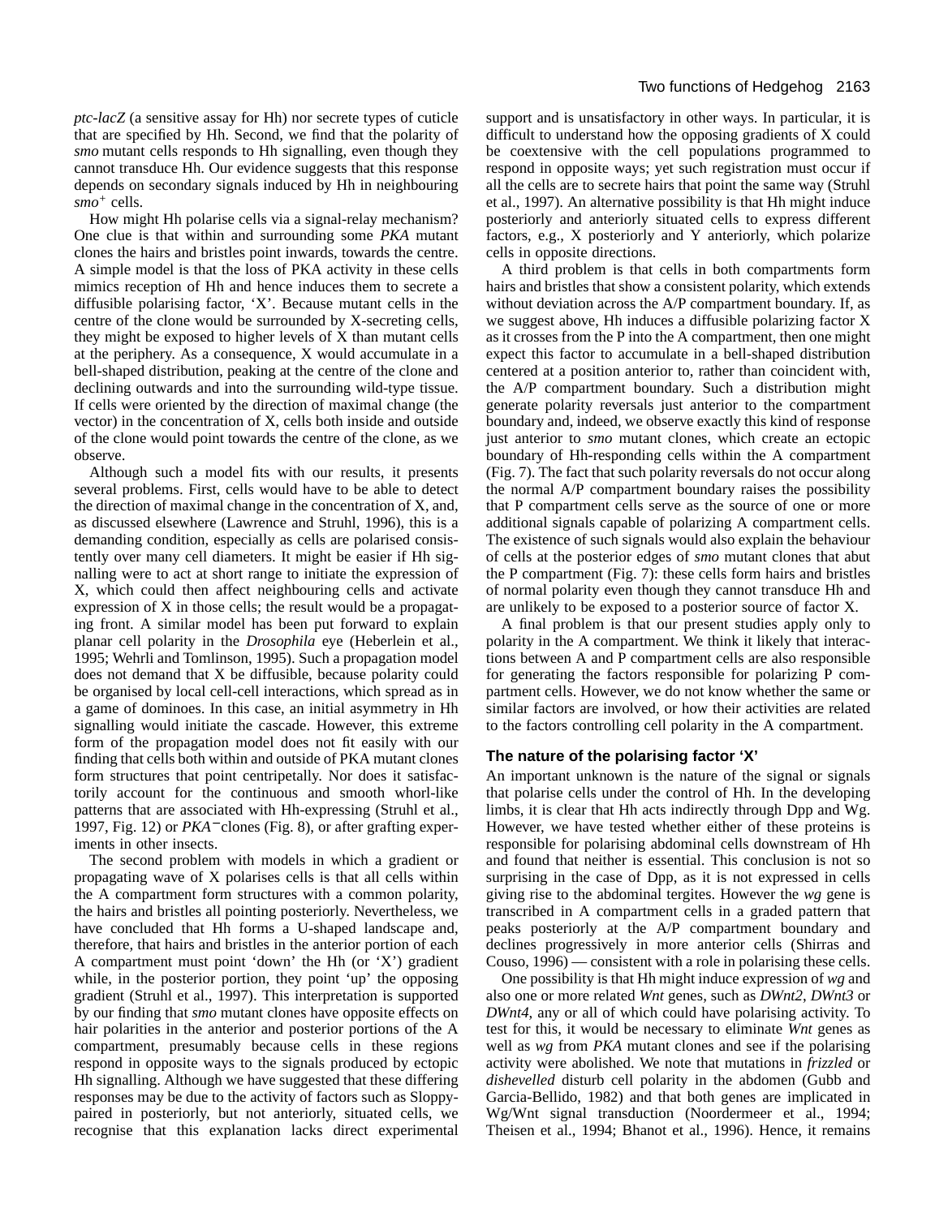*ptc-lacZ* (a sensitive assay for Hh) nor secrete types of cuticle that are specified by Hh. Second, we find that the polarity of *smo* mutant cells responds to Hh signalling, even though they cannot transduce Hh. Our evidence suggests that this response depends on secondary signals induced by Hh in neighbouring *smo*$^+$ cells.

How might Hh polarise cells via a signal-relay mechanism? One clue is that within and surrounding some *PKA* mutant clones the hairs and bristles point inwards, towards the centre. A simple model is that the loss of PKA activity in these cells mimics reception of Hh and hence induces them to secrete a diffusible polarising factor, 'X'. Because mutant cells in the centre of the clone would be surrounded by X-secreting cells, they might be exposed to higher levels of X than mutant cells at the periphery. As a consequence, X would accumulate in a bell-shaped distribution, peaking at the centre of the clone and declining outwards and into the surrounding wild-type tissue. If cells were oriented by the direction of maximal change (the vector) in the concentration of X, cells both inside and outside of the clone would point towards the centre of the clone, as we observe.

Although such a model fits with our results, it presents several problems. First, cells would have to be able to detect the direction of maximal change in the concentration of X, and, as discussed elsewhere (Lawrence and Struhl, 1996), this is a demanding condition, especially as cells are polarised consistently over many cell diameters. It might be easier if Hh signalling were to act at short range to initiate the expression of X, which could then affect neighbouring cells and activate expression of X in those cells; the result would be a propagating front. A similar model has been put forward to explain planar cell polarity in the *Drosophila* eye (Heberlein et al., 1995; Wehrli and Tomlinson, 1995). Such a propagation model does not demand that X be diffusible, because polarity could be organised by local cell-cell interactions, which spread as in a game of dominoes. In this case, an initial asymmetry in Hh signalling would initiate the cascade. However, this extreme form of the propagation model does not fit easily with our finding that cells both within and outside of PKA mutant clones form structures that point centripetally. Nor does it satisfactorily account for the continuous and smooth whorl-like patterns that are associated with Hh-expressing (Struhl et al., 1997, Fig. 12) or *PKA*$^-$clones (Fig. 8), or after grafting experiments in other insects.

The second problem with models in which a gradient or propagating wave of X polarises cells is that all cells within the A compartment form structures with a common polarity, the hairs and bristles all pointing posteriorly. Nevertheless, we have concluded that Hh forms a U-shaped landscape and, therefore, that hairs and bristles in the anterior portion of each A compartment must point 'down' the Hh (or 'X') gradient while, in the posterior portion, they point 'up' the opposing gradient (Struhl et al., 1997). This interpretation is supported by our finding that *smo* mutant clones have opposite effects on hair polarities in the anterior and posterior portions of the A compartment, presumably because cells in these regions respond in opposite ways to the signals produced by ectopic Hh signalling. Although we have suggested that these differing responses may be due to the activity of factors such as Sloppy-paired in posteriorly, but not anteriorly, situated cells, we recognise that this explanation lacks direct experimental support and is unsatisfactory in other ways. In particular, it is difficult to understand how the opposing gradients of X could be coextensive with the cell populations programmed to respond in opposite ways; yet such registration must occur if all the cells are to secrete hairs that point the same way (Struhl et al., 1997). An alternative possibility is that Hh might induce posteriorly and anteriorly situated cells to express different factors, e.g., X posteriorly and Y anteriorly, which polarize cells in opposite directions.

A third problem is that cells in both compartments form hairs and bristles that show a consistent polarity, which extends without deviation across the A/P compartment boundary. If, as we suggest above, Hh induces a diffusible polarizing factor X as it crosses from the P into the A compartment, then one might expect this factor to accumulate in a bell-shaped distribution centered at a position anterior to, rather than coincident with, the A/P compartment boundary. Such a distribution might generate polarity reversals just anterior to the compartment boundary and, indeed, we observe exactly this kind of response just anterior to *smo* mutant clones, which create an ectopic boundary of Hh-responding cells within the A compartment (Fig. 7). The fact that such polarity reversals do not occur along the normal A/P compartment boundary raises the possibility that P compartment cells serve as the source of one or more additional signals capable of polarizing A compartment cells. The existence of such signals would also explain the behaviour of cells at the posterior edges of *smo* mutant clones that abut the P compartment (Fig. 7): these cells form hairs and bristles of normal polarity even though they cannot transduce Hh and are unlikely to be exposed to a posterior source of factor X.

A final problem is that our present studies apply only to polarity in the A compartment. We think it likely that interactions between A and P compartment cells are also responsible for generating the factors responsible for polarizing P compartment cells. However, we do not know whether the same or similar factors are involved, or how their activities are related to the factors controlling cell polarity in the A compartment.

### The nature of the polarising factor 'X'

An important unknown is the nature of the signal or signals that polarise cells under the control of Hh. In the developing limbs, it is clear that Hh acts indirectly through Dpp and Wg. However, we have tested whether either of these proteins is responsible for polarising abdominal cells downstream of Hh and found that neither is essential. This conclusion is not so surprising in the case of Dpp, as it is not expressed in cells giving rise to the abdominal tergites. However the *wg* gene is transcribed in A compartment cells in a graded pattern that peaks posteriorly at the A/P compartment boundary and declines progressively in more anterior cells (Shirras and Couso, 1996) — consistent with a role in polarising these cells.

One possibility is that Hh might induce expression of *wg* and also one or more related *Wnt* genes, such as *DWnt2*, *DWnt3* or *DWnt4*, any or all of which could have polarising activity. To test for this, it would be necessary to eliminate *Wnt* genes as well as *wg* from *PKA* mutant clones and see if the polarising activity were abolished. We note that mutations in *frizzled* or *dishevelled* disturb cell polarity in the abdomen (Gubb and Garcia-Bellido, 1982) and that both genes are implicated in Wg/Wnt signal transduction (Noordermeer et al., 1994; Theisen et al., 1994; Bhanot et al., 1996). Hence, it remains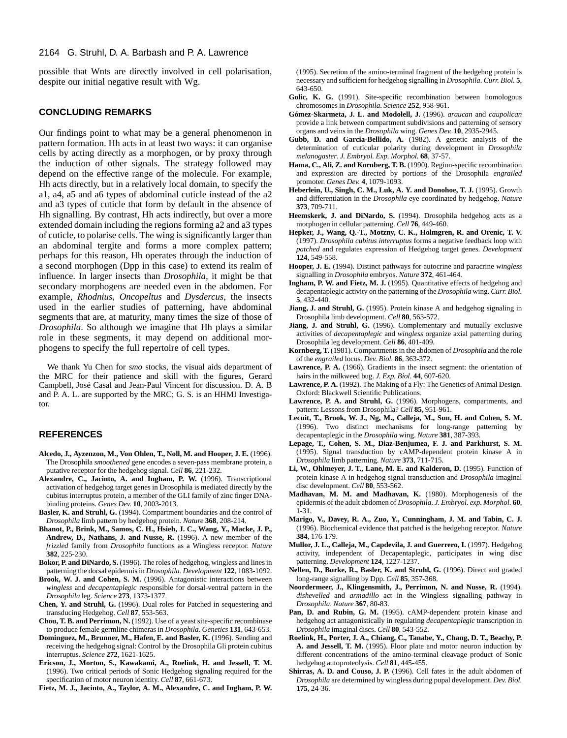possible that Wnts are directly involved in cell polarisation, despite our initial negative result with Wg.

## CONCLUDING REMARKS

Our findings point to what may be a general phenomenon in pattern formation. Hh acts in at least two ways: it can organise cells by acting directly as a morphogen, or by proxy through the induction of other signals. The strategy followed may depend on the effective range of the molecule. For example, Hh acts directly, but in a relatively local domain, to specify the a1, a4, a5 and a6 types of abdominal cuticle instead of the a2 and a3 types of cuticle that form by default in the absence of Hh signalling. By contrast, Hh acts indirectly, but over a more extended domain including the regions forming a2 and a3 types of cuticle, to polarise cells. The wing is significantly larger than an abdominal tergite and forms a more complex pattern; perhaps for this reason, Hh operates through the induction of a second morphogen (Dpp in this case) to extend its realm of influence. In larger insects than *Drosophila*, it might be that secondary morphogens are needed even in the abdomen. For example, *Rhodnius*, *Oncopeltus* and *Dysdercus*, the insects used in the earlier studies of patterning, have abdominal segments that are, at maturity, many times the size of those of *Drosophila*. So although we imagine that Hh plays a similar role in these segments, it may depend on additional morphogens to specify the full repertoire of cell types.

We thank Yu Chen for *smo* stocks, the visual aids department of the MRC for their patience and skill with the figures, Gerard Campbell, José Casal and Jean-Paul Vincent for discussion. D. A. B and P. A. L. are supported by the MRC; G. S. is an HHMI Investigator.

## REFERENCES

**Alcedo, J., Ayzenzon, M., Von Ohlen, T., Noll, M. and Hooper, J. E.** (1996). The Drosophila *smoothened* gene encodes a seven-pass membrane protein, a putative receptor for the hedgehog signal. *Cell* **86**, 221-232.

**Alexandre, C., Jacinto, A. and Ingham, P. W.** (1996). Transcriptional activation of hedgehog target genes in Drosophila is mediated directly by the cubitus interruptus protein, a member of the GLI family of zinc finger DNA-binding proteins. *Genes Dev.* **10**, 2003-2013.

**Basler, K. and Struhl, G.** (1994). Compartment boundaries and the control of *Drosophila* limb pattern by hedgehog protein. *Nature* **368**, 208-214.

**Bhanot, P., Brink, M., Samos, C. H., Hsieh, J. C., Wang, Y., Macke, J. P., Andrew, D., Nathans, J. and Nusse, R.** (1996). A new member of the *frizzled* family from *Drosophila* functions as a Wingless receptor. *Nature* **382**, 225-230.

**Bokor, P. and DiNardo, S.** (1996). The roles of hedgehog, wingless and lines in patterning the dorsal epidermis in *Drosophila*. *Development* **122**, 1083-1092.

**Brook, W. J. and Cohen, S. M.** (1996). Antagonistic interactions between *wingless* and *decapentaplegic* responsible for dorsal-ventral pattern in the *Drosophila* leg. *Science* **273**, 1373-1377.

**Chen, Y. and Struhl, G.** (1996). Dual roles for Patched in sequestering and transducing Hedgehog. *Cell* **87**, 553-563.

**Chou, T. B. and Perrimon, N.** (1992). Use of a yeast site-specific recombinase to produce female germline chimeras in *Drosophila*. *Genetics* **131**, 643-653.

**Dominguez, M., Brunner, M., Hafen, E. and Basler, K.** (1996). Sending and receiving the hedgehog signal: Control by the Drosophila Gli protein cubitus interruptus. *Science* **272**, 1621-1625.

**Ericson, J., Morton, S., Kawakami, A., Roelink, H. and Jessell, T. M.** (1996). Two critical periods of Sonic Hedgehog signaling required for the specification of motor neuron identity. *Cell* **87**, 661-673.

**Fietz, M. J., Jacinto, A., Taylor, A. M., Alexandre, C. and Ingham, P. W.** (1995). Secretion of the amino-terminal fragment of the hedgehog protein is necessary and sufficient for hedgehog signalling in *Drosophila*. *Curr. Biol.* **5**, 643-650.

**Golic, K. G.** (1991). Site-specific recombination between homologous chromosomes in *Drosophila*. *Science* **252**, 958-961.

**Gómez-Skarmeta, J. L. and Modolell, J.** (1996). *araucan* and *caupolican* provide a link between compartment subdivisions and patterning of sensory organs and veins in the *Drosophila* wing. *Genes Dev.* **10**, 2935-2945.

**Gubb, D. and Garcia-Bellido, A.** (1982). A genetic analysis of the determination of cuticular polarity during development in *Drosophila melanogaster*. *J. Embryol. Exp. Morphol.* **68**, 37-57.

**Hama, C., Ali, Z. and Kornberg, T. B.** (1990). Region-specific recombination and expression are directed by portions of the Drosophila *engrailed* promoter. *Genes Dev.* **4**, 1079-1093.

**Heberlein, U., Singh, C. M., Luk, A. Y. and Donohoe, T. J.** (1995). Growth and differentiation in the *Drosophila* eye coordinated by hedgehog. *Nature* **373**, 709-711.

**Heemskerk, J. and DiNardo, S.** (1994). Drosophila hedgehog acts as a morphogen in cellular patterning. *Cell* **76**, 449-460.

**Hepker, J., Wang, Q.-T., Motzny, C. K., Holmgren, R. and Orenic, T. V.** (1997). *Drosophila cubitus interruptus* forms a negative feedback loop with *patched* and regulates expression of Hedgehog target genes. *Development* **124**, 549-558.

**Hooper, J. E.** (1994). Distinct pathways for autocrine and paracrine *wingless* signalling in *Drosophila* embryos. *Nature* **372**, 461-464.

**Ingham, P. W. and Fietz, M. J.** (1995). Quantitative effects of hedgehog and decapentaplegic activity on the patterning of the *Drosophila* wing. *Curr. Biol.* **5**, 432-440.

**Jiang, J. and Struhl, G.** (1995). Protein kinase A and hedgehog signaling in Drosophila limb development. *Cell* **80**, 563-572.

**Jiang, J. and Struhl, G.** (1996). Complementary and mutually exclusive activities of *decapentaplegic* and *wingless* organize axial patterning during Drosophila leg development. *Cell* **86**, 401-409.

**Kornberg, T.** (1981). Compartments in the abdomen of *Drosophila* and the role of the *engrailed* locus. *Dev. Biol.* **86**, 363-372.

**Lawrence, P. A.** (1966). Gradients in the insect segment: the orientation of hairs in the milkweed bug. *J. Exp. Biol.* **44**, 607-620.

**Lawrence, P. A.** (1992). The Making of a Fly: The Genetics of Animal Design. Oxford: Blackwell Scientific Publications.

**Lawrence, P. A. and Struhl, G.** (1996). Morphogens, compartments, and pattern: Lessons from Drosophila? *Cell* **85**, 951-961.

**Lecuit, T., Brook, W. J., Ng, M., Calleja, M., Sun, H. and Cohen, S. M.** (1996). Two distinct mechanisms for long-range patterning by decapentaplegic in the *Drosophila* wing. *Nature* **381**, 387-393.

**Lepage, T., Cohen, S. M., Diaz-Benjumea, F. J. and Parkhurst, S. M.** (1995). Signal transduction by cAMP-dependent protein kinase A in *Drosophila* limb patterning. *Nature* **373**, 711-715.

**Li, W., Ohlmeyer, J. T., Lane, M. E. and Kalderon, D.** (1995). Function of protein kinase A in hedgehog signal transduction and *Drosophila* imaginal disc development. *Cell* **80**, 553-562.

**Madhavan, M. M. and Madhavan, K.** (1980). Morphogenesis of the epidermis of the adult abdomen of *Drosophila*. *J. Embryol. exp. Morphol.* **60**, 1-31.

**Marigo, V., Davey, R. A., Zuo, Y., Cunningham, J. M. and Tabin, C. J.** (1996). Biochemical evidence that patched is the hedgehog receptor. *Nature* **384**, 176-179.

**Mullor, J. L., Calleja, M., Capdevila, J. and Guerrero, I.** (1997). Hedgehog activity, independent of Decapentaplegic, participates in wing disc patterning. *Development* **124**, 1227-1237.

**Nellen, D., Burke, R., Basler, K. and Struhl, G.** (1996). Direct and graded long-range signalling by Dpp. *Cell* **85**, 357-368.

**Noordermeer, J., Klingensmith, J., Perrimon, N. and Nusse, R.** (1994). *dishevelled* and *armadillo* act in the Wingless signalling pathway in *Drosophila*. *Nature* **367**, 80-83.

**Pan, D. and Rubin, G. M.** (1995). cAMP-dependent protein kinase and hedgehog act antagonistically in regulating *decapentaplegic* transcription in *Drosophila* imaginal discs. *Cell* **80**, 543-552.

**Roelink, H., Porter, J. A., Chiang, C., Tanabe, Y., Chang, D. T., Beachy, P. A. and Jessell, T. M.** (1995). Floor plate and motor neuron induction by different concentrations of the amino-terminal cleavage product of Sonic hedgehog autoproteolysis. *Cell* **81**, 445-455.

**Shirras, A. D. and Couso, J. P.** (1996). Cell fates in the adult abdomen of *Drosophila* are determined by wingless during pupal development. *Dev. Biol.* **175**, 24-36.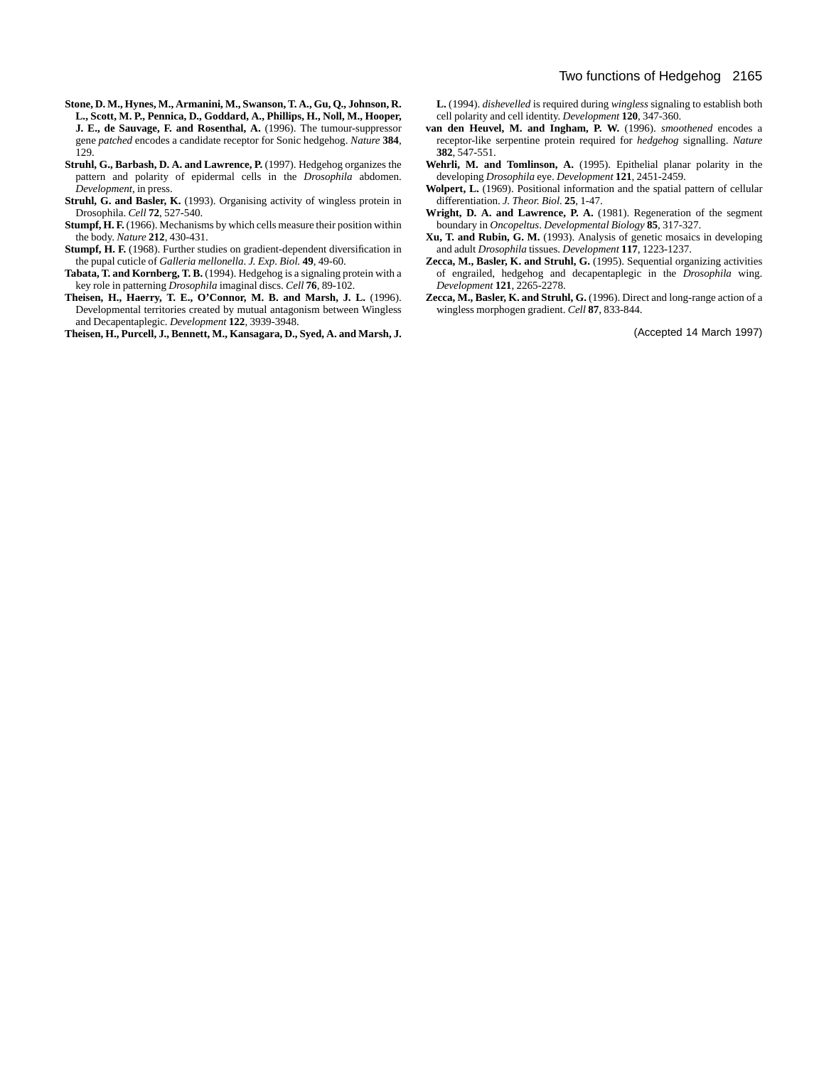**Stone, D. M., Hynes, M., Armanini, M., Swanson, T. A., Gu, Q., Johnson, R. L., Scott, M. P., Pennica, D., Goddard, A., Phillips, H., Noll, M., Hooper, J. E., de Sauvage, F. and Rosenthal, A.** (1996). The tumour-suppressor gene *patched* encodes a candidate receptor for Sonic hedgehog. *Nature* **384**, 129.

**Struhl, G., Barbash, D. A. and Lawrence, P.** (1997). Hedgehog organizes the pattern and polarity of epidermal cells in the *Drosophila* abdomen. *Development*, in press.

**Struhl, G. and Basler, K.** (1993). Organising activity of wingless protein in Drosophila. *Cell* **72**, 527-540.

**Stumpf, H. F.** (1966). Mechanisms by which cells measure their position within the body. *Nature* **212**, 430-431.

**Stumpf, H. F.** (1968). Further studies on gradient-dependent diversification in the pupal cuticle of *Galleria mellonella*. *J. Exp. Biol.* **49**, 49-60.

**Tabata, T. and Kornberg, T. B.** (1994). Hedgehog is a signaling protein with a key role in patterning *Drosophila* imaginal discs. *Cell* **76**, 89-102.

**Theisen, H., Haerry, T. E., O'Connor, M. B. and Marsh, J. L.** (1996). Developmental territories created by mutual antagonism between Wingless and Decapentaplegic. *Development* **122**, 3939-3948.

**Theisen, H., Purcell, J., Bennett, M., Kansagara, D., Syed, A. and Marsh, J. L.** (1994). *dishevelled* is required during *wingless* signaling to establish both cell polarity and cell identity. *Development* **120**, 347-360.

**van den Heuvel, M. and Ingham, P. W.** (1996). *smoothened* encodes a receptor-like serpentine protein required for *hedgehog* signalling. *Nature* **382**, 547-551.

**Wehrli, M. and Tomlinson, A.** (1995). Epithelial planar polarity in the developing *Drosophila* eye. *Development* **121**, 2451-2459.

**Wolpert, L.** (1969). Positional information and the spatial pattern of cellular differentiation. *J. Theor. Biol.* **25**, 1-47.

**Wright, D. A. and Lawrence, P. A.** (1981). Regeneration of the segment boundary in *Oncopeltus*. *Developmental Biology* **85**, 317-327.

**Xu, T. and Rubin, G. M.** (1993). Analysis of genetic mosaics in developing and adult *Drosophila* tissues. *Development* **117**, 1223-1237.

**Zecca, M., Basler, K. and Struhl, G.** (1995). Sequential organizing activities of engrailed, hedgehog and decapentaplegic in the *Drosophila* wing. *Development* **121**, 2265-2278.

**Zecca, M., Basler, K. and Struhl, G.** (1996). Direct and long-range action of a wingless morphogen gradient. *Cell* **87**, 833-844.

(Accepted 14 March 1997)